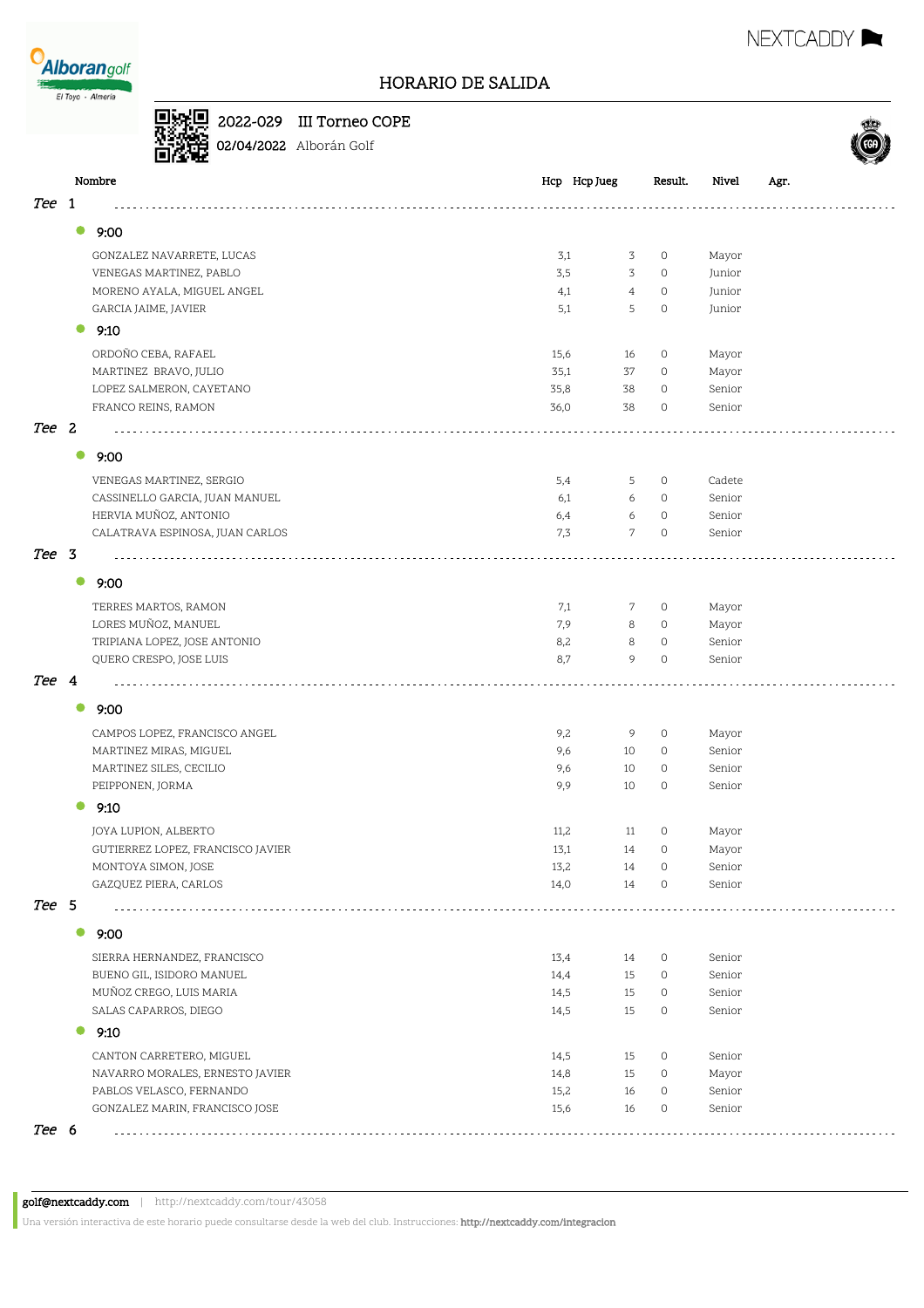# HORARIO DE SALIDA

**2022-029** III Torneo COPE

**02/04/2022** Alborán Golf

| Nombre | Hcp | Hcp Jueg | Result. | Nivel | Agr. |
|---|---|---|---|---|---|
| ***Tee 1*** | | | | | |
| **9:00** | | | | | |
| GONZALEZ NAVARRETE, LUCAS | 3,1 | 3 | 0 | Mayor | |
| VENEGAS MARTINEZ, PABLO | 3,5 | 3 | 0 | Junior | |
| MORENO AYALA, MIGUEL ANGEL | 4,1 | 4 | 0 | Junior | |
| GARCIA JAIME, JAVIER | 5,1 | 5 | 0 | Junior | |
| **9:10** | | | | | |
| ORDOÑO CEBA, RAFAEL | 15,6 | 16 | 0 | Mayor | |
| MARTINEZ BRAVO, JULIO | 35,1 | 37 | 0 | Mayor | |
| LOPEZ SALMERON, CAYETANO | 35,8 | 38 | 0 | Senior | |
| FRANCO REINS, RAMON | 36,0 | 38 | 0 | Senior | |
| ***Tee 2*** | | | | | |
| **9:00** | | | | | |
| VENEGAS MARTINEZ, SERGIO | 5,4 | 5 | 0 | Cadete | |
| CASSINELLO GARCIA, JUAN MANUEL | 6,1 | 6 | 0 | Senior | |
| HERVIA MUÑOZ, ANTONIO | 6,4 | 6 | 0 | Senior | |
| CALATRAVA ESPINOSA, JUAN CARLOS | 7,3 | 7 | 0 | Senior | |
| ***Tee 3*** | | | | | |
| **9:00** | | | | | |
| TERRES MARTOS, RAMON | 7,1 | 7 | 0 | Mayor | |
| LORES MUÑOZ, MANUEL | 7,9 | 8 | 0 | Mayor | |
| TRIPIANA LOPEZ, JOSE ANTONIO | 8,2 | 8 | 0 | Senior | |
| QUERO CRESPO, JOSE LUIS | 8,7 | 9 | 0 | Senior | |
| ***Tee 4*** | | | | | |
| **9:00** | | | | | |
| CAMPOS LOPEZ, FRANCISCO ANGEL | 9,2 | 9 | 0 | Mayor | |
| MARTINEZ MIRAS, MIGUEL | 9,6 | 10 | 0 | Senior | |
| MARTINEZ SILES, CECILIO | 9,6 | 10 | 0 | Senior | |
| PEIPPONEN, JORMA | 9,9 | 10 | 0 | Senior | |
| **9:10** | | | | | |
| JOYA LUPION, ALBERTO | 11,2 | 11 | 0 | Mayor | |
| GUTIERREZ LOPEZ, FRANCISCO JAVIER | 13,1 | 14 | 0 | Mayor | |
| MONTOYA SIMON, JOSE | 13,2 | 14 | 0 | Senior | |
| GAZQUEZ PIERA, CARLOS | 14,0 | 14 | 0 | Senior | |
| ***Tee 5*** | | | | | |
| **9:00** | | | | | |
| SIERRA HERNANDEZ, FRANCISCO | 13,4 | 14 | 0 | Senior | |
| BUENO GIL, ISIDORO MANUEL | 14,4 | 15 | 0 | Senior | |
| MUÑOZ CREGO, LUIS MARIA | 14,5 | 15 | 0 | Senior | |
| SALAS CAPARROS, DIEGO | 14,5 | 15 | 0 | Senior | |
| **9:10** | | | | | |
| CANTON CARRETERO, MIGUEL | 14,5 | 15 | 0 | Senior | |
| NAVARRO MORALES, ERNESTO JAVIER | 14,8 | 15 | 0 | Mayor | |
| PABLOS VELASCO, FERNANDO | 15,2 | 16 | 0 | Senior | |
| GONZALEZ MARIN, FRANCISCO JOSE | 15,6 | 16 | 0 | Senior | |
| ***Tee 6*** | | | | | |

**golf@nextcaddy.com** | http://nextcaddy.com/tour/43058

Una versión interactiva de este horario puede consultarse desde la web del club. Instrucciones: **http://nextcaddy.com/integracion**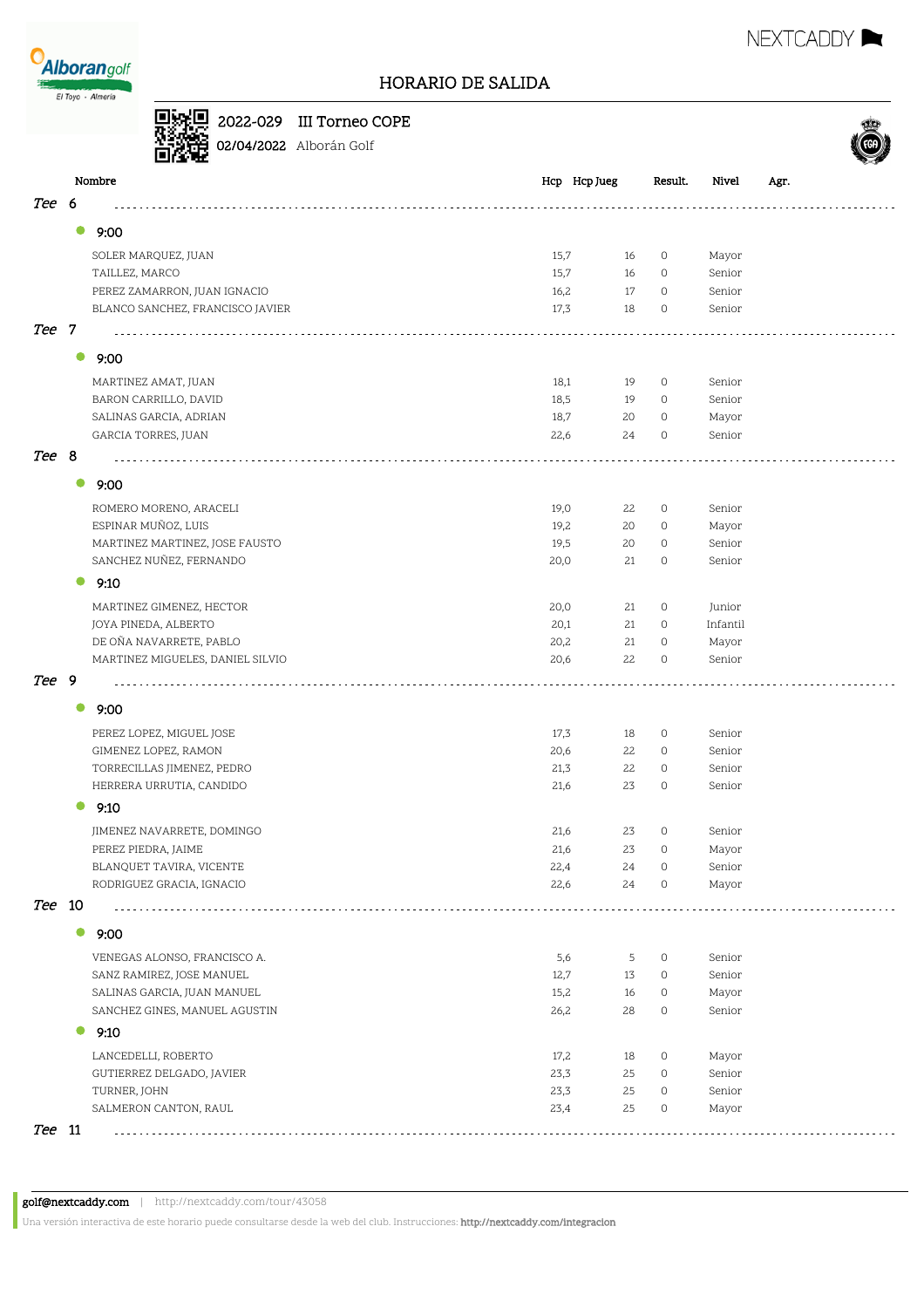# HORARIO DE SALIDA

**2022-029** III Torneo COPE

**02/04/2022** Alborán Golf

| Nombre | Hcp | Hcp Jueg | Result. | Nivel | Agr. |
|---|---|---|---|---|---|
| ***Tee 6*** | | | | | |
| **9:00** | | | | | |
| SOLER MARQUEZ, JUAN | 15,7 | 16 | 0 | Mayor | |
| TAILLEZ, MARCO | 15,7 | 16 | 0 | Senior | |
| PEREZ ZAMARRON, JUAN IGNACIO | 16,2 | 17 | 0 | Senior | |
| BLANCO SANCHEZ, FRANCISCO JAVIER | 17,3 | 18 | 0 | Senior | |
| ***Tee 7*** | | | | | |
| **9:00** | | | | | |
| MARTINEZ AMAT, JUAN | 18,1 | 19 | 0 | Senior | |
| BARON CARRILLO, DAVID | 18,5 | 19 | 0 | Senior | |
| SALINAS GARCIA, ADRIAN | 18,7 | 20 | 0 | Mayor | |
| GARCIA TORRES, JUAN | 22,6 | 24 | 0 | Senior | |
| ***Tee 8*** | | | | | |
| **9:00** | | | | | |
| ROMERO MORENO, ARACELI | 19,0 | 22 | 0 | Senior | |
| ESPINAR MUÑOZ, LUIS | 19,2 | 20 | 0 | Mayor | |
| MARTINEZ MARTINEZ, JOSE FAUSTO | 19,5 | 20 | 0 | Senior | |
| SANCHEZ NUÑEZ, FERNANDO | 20,0 | 21 | 0 | Senior | |
| **9:10** | | | | | |
| MARTINEZ GIMENEZ, HECTOR | 20,0 | 21 | 0 | Junior | |
| JOYA PINEDA, ALBERTO | 20,1 | 21 | 0 | Infantil | |
| DE OÑA NAVARRETE, PABLO | 20,2 | 21 | 0 | Mayor | |
| MARTINEZ MIGUELES, DANIEL SILVIO | 20,6 | 22 | 0 | Senior | |
| ***Tee 9*** | | | | | |
| **9:00** | | | | | |
| PEREZ LOPEZ, MIGUEL JOSE | 17,3 | 18 | 0 | Senior | |
| GIMENEZ LOPEZ, RAMON | 20,6 | 22 | 0 | Senior | |
| TORRECILLAS JIMENEZ, PEDRO | 21,3 | 22 | 0 | Senior | |
| HERRERA URRUTIA, CANDIDO | 21,6 | 23 | 0 | Senior | |
| **9:10** | | | | | |
| JIMENEZ NAVARRETE, DOMINGO | 21,6 | 23 | 0 | Senior | |
| PEREZ PIEDRA, JAIME | 21,6 | 23 | 0 | Mayor | |
| BLANQUET TAVIRA, VICENTE | 22,4 | 24 | 0 | Senior | |
| RODRIGUEZ GRACIA, IGNACIO | 22,6 | 24 | 0 | Mayor | |
| ***Tee 10*** | | | | | |
| **9:00** | | | | | |
| VENEGAS ALONSO, FRANCISCO A. | 5,6 | 5 | 0 | Senior | |
| SANZ RAMIREZ, JOSE MANUEL | 12,7 | 13 | 0 | Senior | |
| SALINAS GARCIA, JUAN MANUEL | 15,2 | 16 | 0 | Mayor | |
| SANCHEZ GINES, MANUEL AGUSTIN | 26,2 | 28 | 0 | Senior | |
| **9:10** | | | | | |
| LANCEDELLI, ROBERTO | 17,2 | 18 | 0 | Mayor | |
| GUTIERREZ DELGADO, JAVIER | 23,3 | 25 | 0 | Senior | |
| TURNER, JOHN | 23,3 | 25 | 0 | Senior | |
| SALMERON CANTON, RAUL | 23,4 | 25 | 0 | Mayor | |
| ***Tee 11*** | | | | | |

**golf@nextcaddy.com** | http://nextcaddy.com/tour/43058

Una versión interactiva de este horario puede consultarse desde la web del club. Instrucciones: **http://nextcaddy.com/integracion**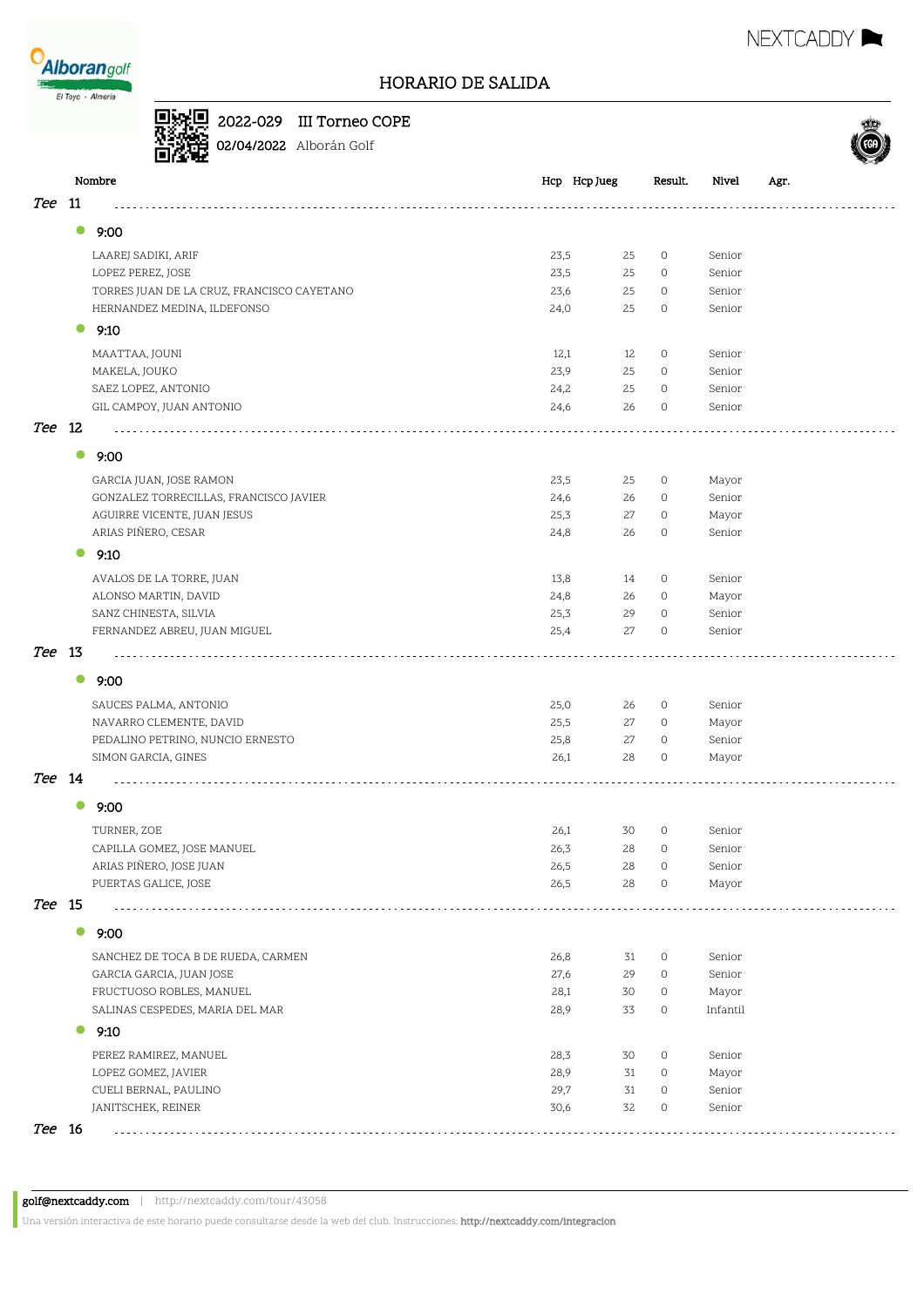# HORARIO DE SALIDA

**2022-029** III Torneo COPE

**02/04/2022** Alborán Golf

| Nombre | Hcp | Hcp Jueg | Result. | Nivel | Agr. |
|---|---|---|---|---|---|
| ***Tee 11*** | | | | | |
| **9:00** | | | | | |
| LAAREJ SADIKI, ARIF | 23,5 | 25 | 0 | Senior | |
| LOPEZ PEREZ, JOSE | 23,5 | 25 | 0 | Senior | |
| TORRES JUAN DE LA CRUZ, FRANCISCO CAYETANO | 23,6 | 25 | 0 | Senior | |
| HERNANDEZ MEDINA, ILDEFONSO | 24,0 | 25 | 0 | Senior | |
| **9:10** | | | | | |
| MAATTAA, JOUNI | 12,1 | 12 | 0 | Senior | |
| MAKELA, JOUKO | 23,9 | 25 | 0 | Senior | |
| SAEZ LOPEZ, ANTONIO | 24,2 | 25 | 0 | Senior | |
| GIL CAMPOY, JUAN ANTONIO | 24,6 | 26 | 0 | Senior | |
| ***Tee 12*** | | | | | |
| **9:00** | | | | | |
| GARCIA JUAN, JOSE RAMON | 23,5 | 25 | 0 | Mayor | |
| GONZALEZ TORRECILLAS, FRANCISCO JAVIER | 24,6 | 26 | 0 | Senior | |
| AGUIRRE VICENTE, JUAN JESUS | 25,3 | 27 | 0 | Mayor | |
| ARIAS PIÑERO, CESAR | 24,8 | 26 | 0 | Senior | |
| **9:10** | | | | | |
| AVALOS DE LA TORRE, JUAN | 13,8 | 14 | 0 | Senior | |
| ALONSO MARTIN, DAVID | 24,8 | 26 | 0 | Mayor | |
| SANZ CHINESTA, SILVIA | 25,3 | 29 | 0 | Senior | |
| FERNANDEZ ABREU, JUAN MIGUEL | 25,4 | 27 | 0 | Senior | |
| ***Tee 13*** | | | | | |
| **9:00** | | | | | |
| SAUCES PALMA, ANTONIO | 25,0 | 26 | 0 | Senior | |
| NAVARRO CLEMENTE, DAVID | 25,5 | 27 | 0 | Mayor | |
| PEDALINO PETRINO, NUNCIO ERNESTO | 25,8 | 27 | 0 | Senior | |
| SIMON GARCIA, GINES | 26,1 | 28 | 0 | Mayor | |
| ***Tee 14*** | | | | | |
| **9:00** | | | | | |
| TURNER, ZOE | 26,1 | 30 | 0 | Senior | |
| CAPILLA GOMEZ, JOSE MANUEL | 26,3 | 28 | 0 | Senior | |
| ARIAS PIÑERO, JOSE JUAN | 26,5 | 28 | 0 | Senior | |
| PUERTAS GALICE, JOSE | 26,5 | 28 | 0 | Mayor | |
| ***Tee 15*** | | | | | |
| **9:00** | | | | | |
| SANCHEZ DE TOCA B DE RUEDA, CARMEN | 26,8 | 31 | 0 | Senior | |
| GARCIA GARCIA, JUAN JOSE | 27,6 | 29 | 0 | Senior | |
| FRUCTUOSO ROBLES, MANUEL | 28,1 | 30 | 0 | Mayor | |
| SALINAS CESPEDES, MARIA DEL MAR | 28,9 | 33 | 0 | Infantil | |
| **9:10** | | | | | |
| PEREZ RAMIREZ, MANUEL | 28,3 | 30 | 0 | Senior | |
| LOPEZ GOMEZ, JAVIER | 28,9 | 31 | 0 | Mayor | |
| CUELI BERNAL, PAULINO | 29,7 | 31 | 0 | Senior | |
| JANITSCHEK, REINER | 30,6 | 32 | 0 | Senior | |
| ***Tee 16*** | | | | | |

**golf@nextcaddy.com** | http://nextcaddy.com/tour/43058

Una versión interactiva de este horario puede consultarse desde la web del club. Instrucciones: **http://nextcaddy.com/integracion**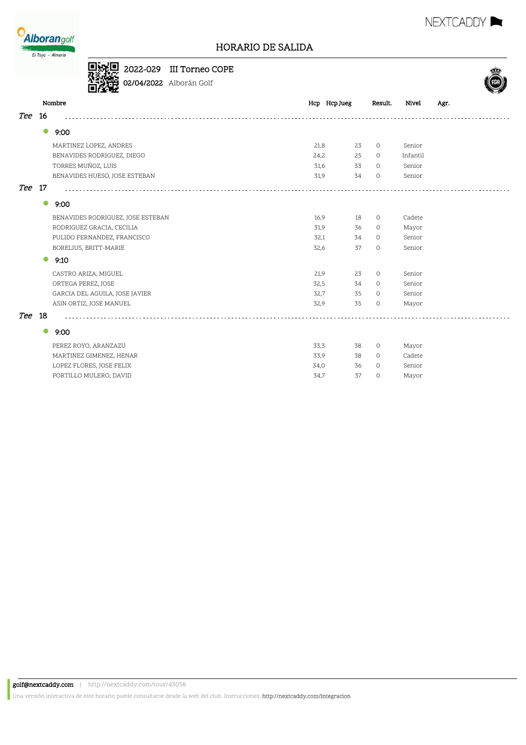# HORARIO DE SALIDA

**2022-029** III Torneo COPE
**02/04/2022** Alborán Golf

| Nombre | Hcp | Hcp Jueg | Result. | Nivel | Agr. |
|---|---|---|---|---|---|
| ***Tee 16*** | | | | | |
| **9:00** | | | | | |
| MARTINEZ LOPEZ, ANDRES | 21,8 | 23 | 0 | Senior | |
| BENAVIDES RODRIGUEZ, DIEGO | 24,2 | 25 | 0 | Infantil | |
| TORRES MUÑOZ, LUIS | 31,6 | 33 | 0 | Senior | |
| BENAVIDES HUESO, JOSE ESTEBAN | 31,9 | 34 | 0 | Senior | |
| ***Tee 17*** | | | | | |
| **9:00** | | | | | |
| BENAVIDES RODRIGUEZ, JOSE ESTEBAN | 16,9 | 18 | 0 | Cadete | |
| RODRIGUEZ GRACIA, CECILIA | 31,9 | 36 | 0 | Mayor | |
| PULIDO FERNANDEZ, FRANCISCO | 32,1 | 34 | 0 | Senior | |
| BORELIUS, BRITT-MARIE | 32,6 | 37 | 0 | Senior | |
| **9:10** | | | | | |
| CASTRO ARIZA, MIGUEL | 21,9 | 23 | 0 | Senior | |
| ORTEGA PEREZ, JOSE | 32,5 | 34 | 0 | Senior | |
| GARCIA DEL AGUILA, JOSE JAVIER | 32,7 | 35 | 0 | Senior | |
| ASIN ORTIZ, JOSE MANUEL | 32,9 | 35 | 0 | Mayor | |
| ***Tee 18*** | | | | | |
| **9:00** | | | | | |
| PEREZ ROYO, ARANZAZU | 33,3 | 38 | 0 | Mayor | |
| MARTINEZ GIMENEZ, HENAR | 33,9 | 38 | 0 | Cadete | |
| LOPEZ FLORES, JOSE FELIX | 34,0 | 36 | 0 | Senior | |
| PORTILLO MULERO, DAVID | 34,7 | 37 | 0 | Mayor | |

**golf@nextcaddy.com** | http://nextcaddy.com/tour/43058

Una versión interactiva de este horario puede consultarse desde la web del club. Instrucciones: **http://nextcaddy.com/integracion**